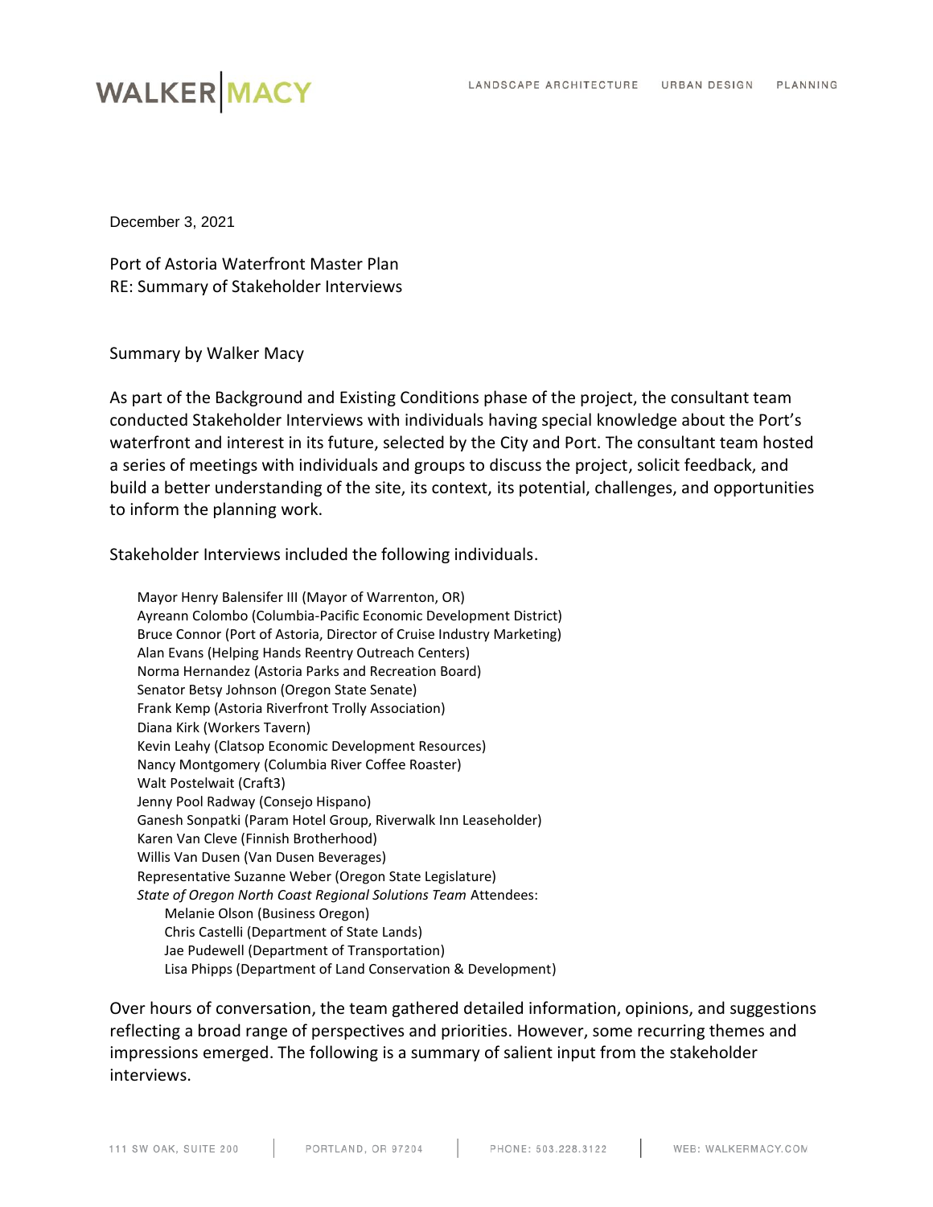December 3, 2021

Port of Astoria Waterfront Master Plan
RE: Summary of Stakeholder Interviews

Summary by Walker Macy

As part of the Background and Existing Conditions phase of the project, the consultant team conducted Stakeholder Interviews with individuals having special knowledge about the Port's waterfront and interest in its future, selected by the City and Port. The consultant team hosted a series of meetings with individuals and groups to discuss the project, solicit feedback, and build a better understanding of the site, its context, its potential, challenges, and opportunities to inform the planning work.

Stakeholder Interviews included the following individuals.

- Mayor Henry Balensifer III (Mayor of Warrenton, OR)
- Ayreann Colombo (Columbia-Pacific Economic Development District)
- Bruce Connor (Port of Astoria, Director of Cruise Industry Marketing)
- Alan Evans (Helping Hands Reentry Outreach Centers)
- Norma Hernandez (Astoria Parks and Recreation Board)
- Senator Betsy Johnson (Oregon State Senate)
- Frank Kemp (Astoria Riverfront Trolly Association)
- Diana Kirk (Workers Tavern)
- Kevin Leahy (Clatsop Economic Development Resources)
- Nancy Montgomery (Columbia River Coffee Roaster)
- Walt Postelwait (Craft3)
- Jenny Pool Radway (Consejo Hispano)
- Ganesh Sonpatki (Param Hotel Group, Riverwalk Inn Leaseholder)
- Karen Van Cleve (Finnish Brotherhood)
- Willis Van Dusen (Van Dusen Beverages)
- Representative Suzanne Weber (Oregon State Legislature)
- *State of Oregon North Coast Regional Solutions Team* Attendees:
  - Melanie Olson (Business Oregon)
  - Chris Castelli (Department of State Lands)
  - Jae Pudewell (Department of Transportation)
  - Lisa Phipps (Department of Land Conservation & Development)

Over hours of conversation, the team gathered detailed information, opinions, and suggestions reflecting a broad range of perspectives and priorities. However, some recurring themes and impressions emerged. The following is a summary of salient input from the stakeholder interviews.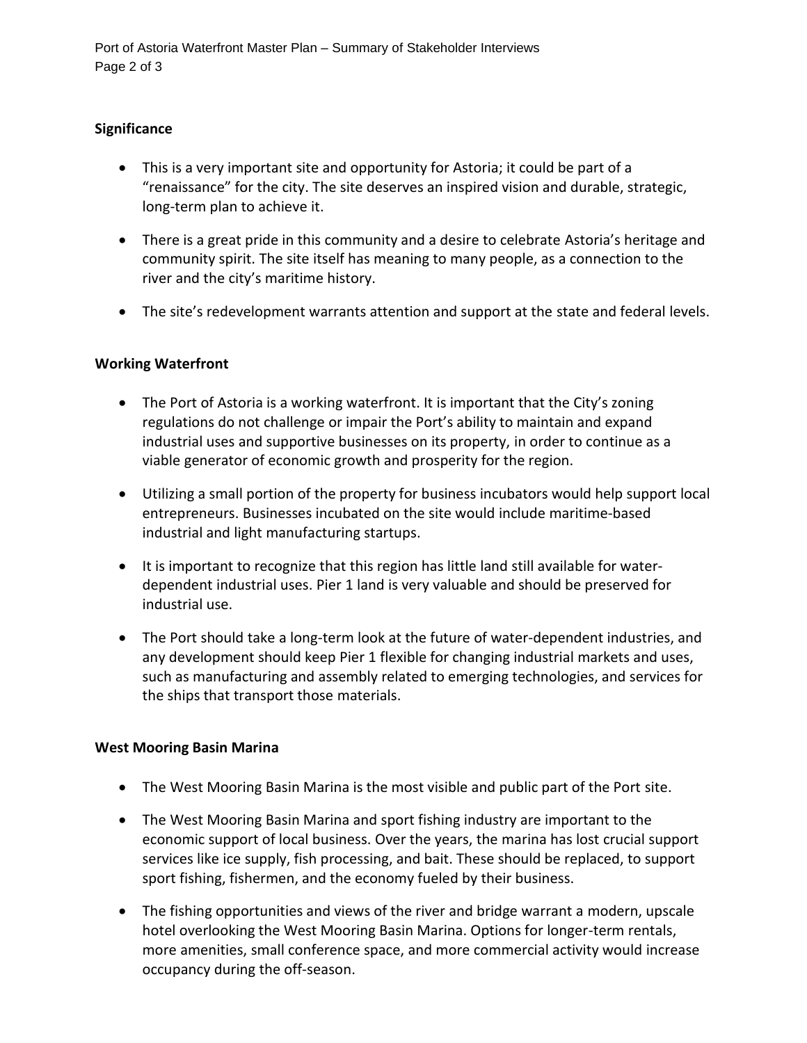**Significance**

- This is a very important site and opportunity for Astoria; it could be part of a "renaissance" for the city. The site deserves an inspired vision and durable, strategic, long-term plan to achieve it.
- There is a great pride in this community and a desire to celebrate Astoria's heritage and community spirit. The site itself has meaning to many people, as a connection to the river and the city's maritime history.
- The site's redevelopment warrants attention and support at the state and federal levels.

**Working Waterfront**

- The Port of Astoria is a working waterfront. It is important that the City's zoning regulations do not challenge or impair the Port's ability to maintain and expand industrial uses and supportive businesses on its property, in order to continue as a viable generator of economic growth and prosperity for the region.
- Utilizing a small portion of the property for business incubators would help support local entrepreneurs. Businesses incubated on the site would include maritime-based industrial and light manufacturing startups.
- It is important to recognize that this region has little land still available for water-dependent industrial uses. Pier 1 land is very valuable and should be preserved for industrial use.
- The Port should take a long-term look at the future of water-dependent industries, and any development should keep Pier 1 flexible for changing industrial markets and uses, such as manufacturing and assembly related to emerging technologies, and services for the ships that transport those materials.

**West Mooring Basin Marina**

- The West Mooring Basin Marina is the most visible and public part of the Port site.
- The West Mooring Basin Marina and sport fishing industry are important to the economic support of local business. Over the years, the marina has lost crucial support services like ice supply, fish processing, and bait. These should be replaced, to support sport fishing, fishermen, and the economy fueled by their business.
- The fishing opportunities and views of the river and bridge warrant a modern, upscale hotel overlooking the West Mooring Basin Marina. Options for longer-term rentals, more amenities, small conference space, and more commercial activity would increase occupancy during the off-season.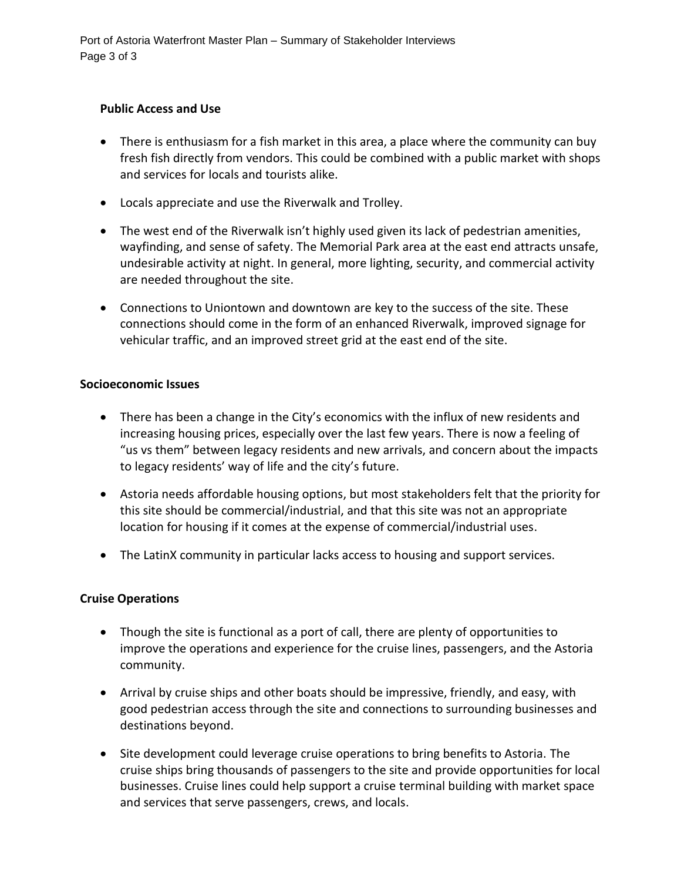### Public Access and Use

- There is enthusiasm for a fish market in this area, a place where the community can buy fresh fish directly from vendors. This could be combined with a public market with shops and services for locals and tourists alike.
- Locals appreciate and use the Riverwalk and Trolley.
- The west end of the Riverwalk isn't highly used given its lack of pedestrian amenities, wayfinding, and sense of safety. The Memorial Park area at the east end attracts unsafe, undesirable activity at night. In general, more lighting, security, and commercial activity are needed throughout the site.
- Connections to Uniontown and downtown are key to the success of the site. These connections should come in the form of an enhanced Riverwalk, improved signage for vehicular traffic, and an improved street grid at the east end of the site.

### Socioeconomic Issues

- There has been a change in the City's economics with the influx of new residents and increasing housing prices, especially over the last few years. There is now a feeling of "us vs them" between legacy residents and new arrivals, and concern about the impacts to legacy residents' way of life and the city's future.
- Astoria needs affordable housing options, but most stakeholders felt that the priority for this site should be commercial/industrial, and that this site was not an appropriate location for housing if it comes at the expense of commercial/industrial uses.
- The LatinX community in particular lacks access to housing and support services.

### Cruise Operations

- Though the site is functional as a port of call, there are plenty of opportunities to improve the operations and experience for the cruise lines, passengers, and the Astoria community.
- Arrival by cruise ships and other boats should be impressive, friendly, and easy, with good pedestrian access through the site and connections to surrounding businesses and destinations beyond.
- Site development could leverage cruise operations to bring benefits to Astoria. The cruise ships bring thousands of passengers to the site and provide opportunities for local businesses. Cruise lines could help support a cruise terminal building with market space and services that serve passengers, crews, and locals.